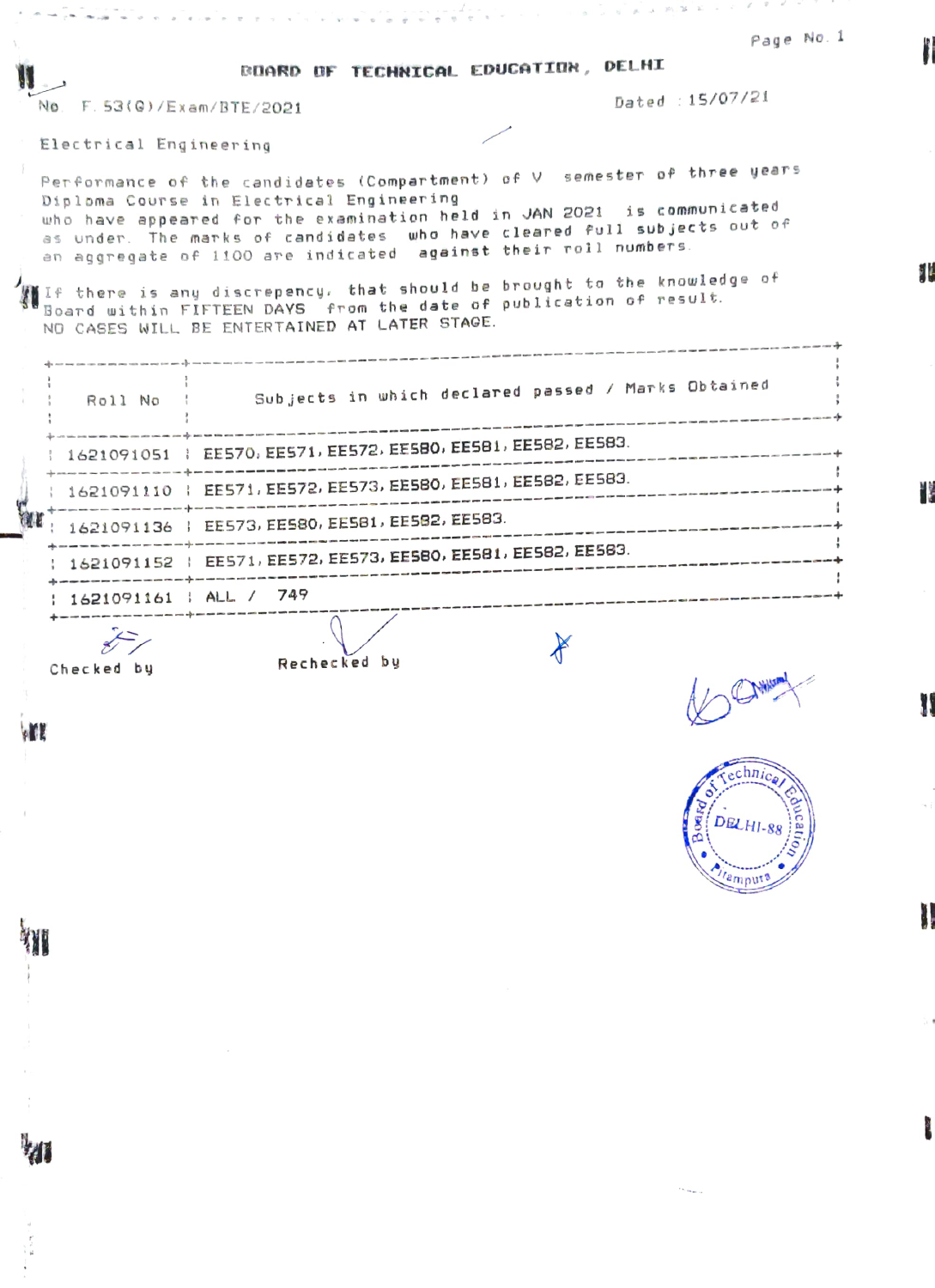# BOARD OF TECHNICAL EDUCATION, DELHI

No. F.53(G)/Exam/BTE/2021

Dated : 15/07/21

Electrical Engineering

Performance of the candidates (Compartment) of V semester of three years Diploma Course in Electrical Engineering who have appeared for the examination held in JAN 2021 is communicated as under. The marks of candidates who have cleared full subjects out of an aggregate of 1100 are indicated against their roll numbers.

If there is any discrepency, that should be brought to the knowledge of Board within FIFTEEN DAYS from the date of publication of result. NO CASES WILL BE ENTERTAINED AT LATER STAGE.

| Roll No | Subjects in which declared passed / Marks Obtained |
|---|---|
| 1621091051 | EE570, EE571, EE572, EE580, EE581, EE582, EE583. |
| 1621091110 | EE571, EE572, EE573, EE580, EE581, EE582, EE583. |
| 1621091136 | EE573, EE580, EE581, EE582, EE583. |
| 1621091152 | EE571, EE572, EE573, EE580, EE581, EE582, EE583. |
| 1621091161 | ALL / 749 |

Checked by

Rechecked by

Board of Technical Education DELHI-88 Pitampura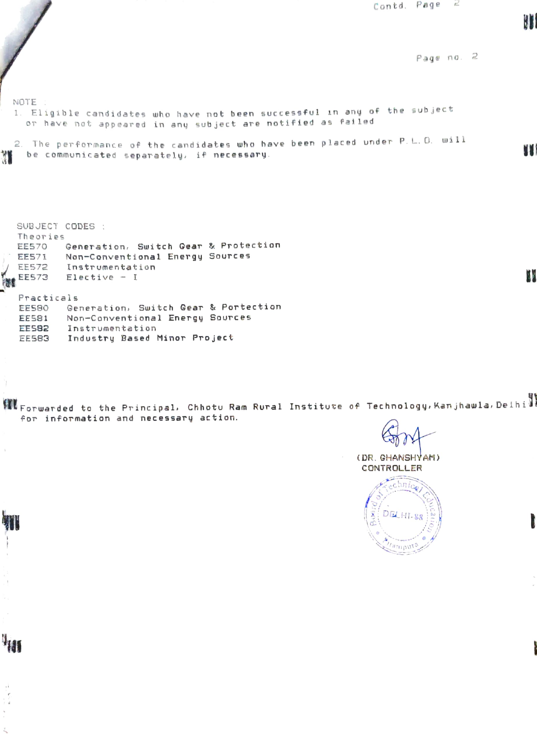Contd. Page 2

NOTE :

1. Eligible candidates who have not been successful in any of the subject or have not appeared in any subject are notified as failed

2. The performance of the candidates who have been placed under P.L.O. will be communicated separately, if necessary.

SUBJECT CODES :

Theories

| | |
|---|---|
| EE570 | Generation, Switch Gear & Protection |
| EE571 | Non-Conventional Energy Sources |
| EE572 | Instrumentation |
| EE573 | Elective - I |

Practicals

| | |
|---|---|
| EE580 | Generation, Switch Gear & Portection |
| EE581 | Non-Conventional Energy Sources |
| EE582 | Instrumentation |
| EE583 | Industry Based Minor Project |

Forwarded to the Principal, Chhotu Ram Rural Institute of Technology, Kanjhawla, Delhi for information and necessary action.

(DR. GHANSHYAM)
CONTROLLER

Board of Technical Education
DELHI-88
Pitampura